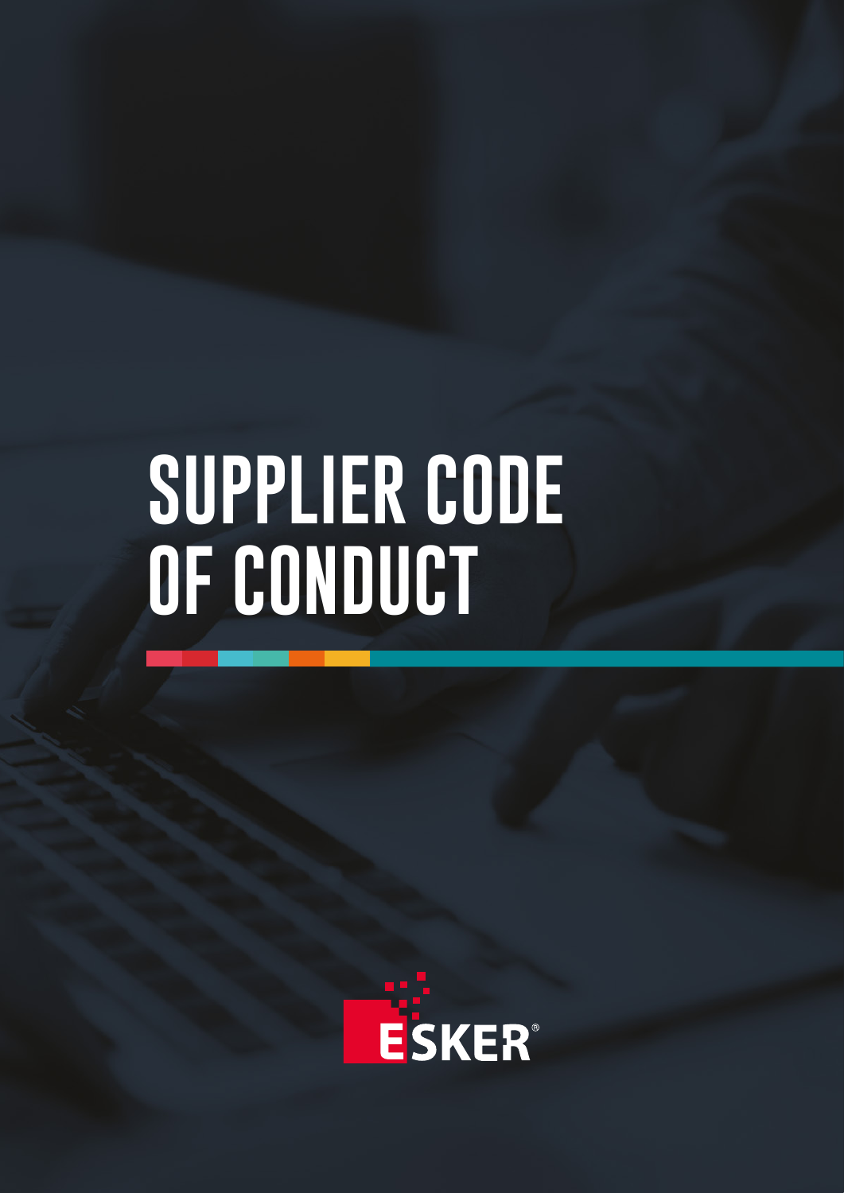# SUPPLIER CODE OF CONDUCT

ESKER®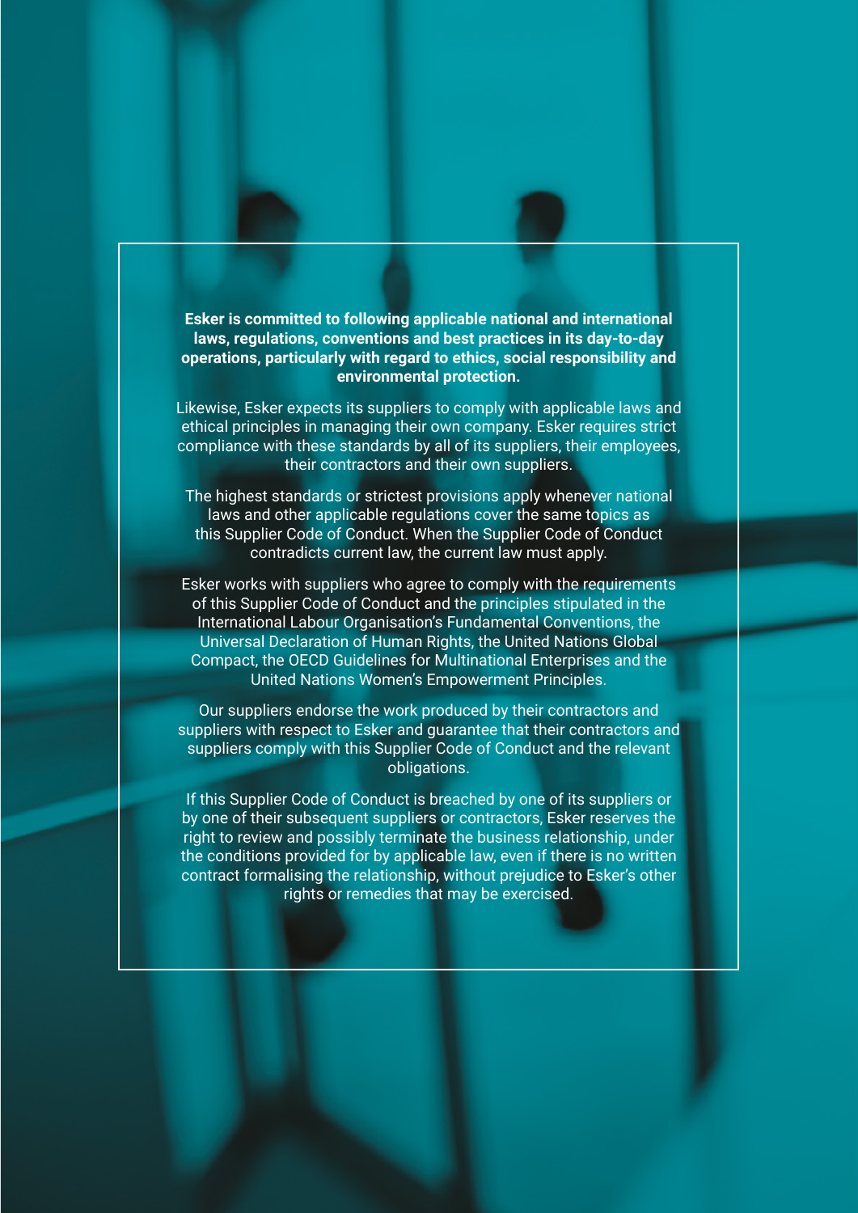**Esker is committed to following applicable national and international laws, regulations, conventions and best practices in its day-to-day operations, particularly with regard to ethics, social responsibility and environmental protection.**

Likewise, Esker expects its suppliers to comply with applicable laws and ethical principles in managing their own company. Esker requires strict compliance with these standards by all of its suppliers, their employees, their contractors and their own suppliers.

The highest standards or strictest provisions apply whenever national laws and other applicable regulations cover the same topics as this Supplier Code of Conduct. When the Supplier Code of Conduct contradicts current law, the current law must apply.

Esker works with suppliers who agree to comply with the requirements of this Supplier Code of Conduct and the principles stipulated in the International Labour Organisation's Fundamental Conventions, the Universal Declaration of Human Rights, the United Nations Global Compact, the OECD Guidelines for Multinational Enterprises and the United Nations Women's Empowerment Principles.

Our suppliers endorse the work produced by their contractors and suppliers with respect to Esker and guarantee that their contractors and suppliers comply with this Supplier Code of Conduct and the relevant obligations.

If this Supplier Code of Conduct is breached by one of its suppliers or by one of their subsequent suppliers or contractors, Esker reserves the right to review and possibly terminate the business relationship, under the conditions provided for by applicable law, even if there is no written contract formalising the relationship, without prejudice to Esker's other rights or remedies that may be exercised.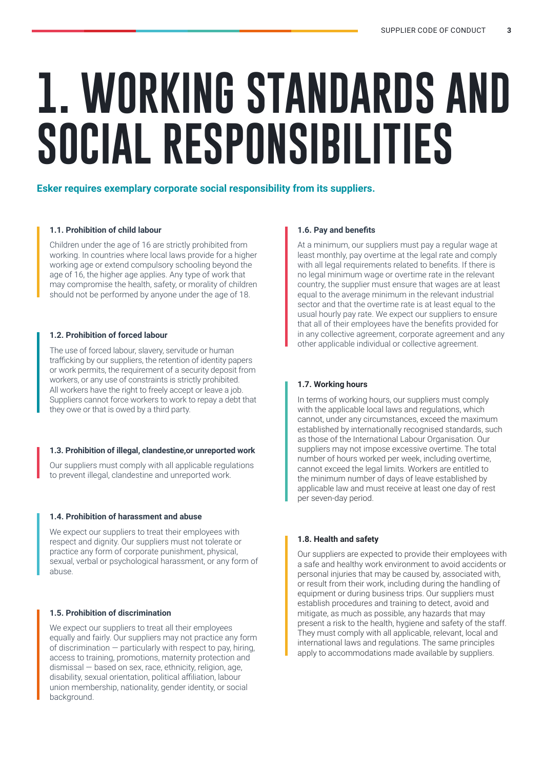# 1. WORKING STANDARDS AND SOCIAL RESPONSIBILITIES

**Esker requires exemplary corporate social responsibility from its suppliers.**

### 1.1. Prohibition of child labour

Children under the age of 16 are strictly prohibited from working. In countries where local laws provide for a higher working age or extend compulsory schooling beyond the age of 16, the higher age applies. Any type of work that may compromise the health, safety, or morality of children should not be performed by anyone under the age of 18.

### 1.2. Prohibition of forced labour

The use of forced labour, slavery, servitude or human trafficking by our suppliers, the retention of identity papers or work permits, the requirement of a security deposit from workers, or any use of constraints is strictly prohibited. All workers have the right to freely accept or leave a job. Suppliers cannot force workers to work to repay a debt that they owe or that is owed by a third party.

### 1.3. Prohibition of illegal, clandestine,or unreported work

Our suppliers must comply with all applicable regulations to prevent illegal, clandestine and unreported work.

### 1.4. Prohibition of harassment and abuse

We expect our suppliers to treat their employees with respect and dignity. Our suppliers must not tolerate or practice any form of corporate punishment, physical, sexual, verbal or psychological harassment, or any form of abuse.

### 1.5. Prohibition of discrimination

We expect our suppliers to treat all their employees equally and fairly. Our suppliers may not practice any form of discrimination — particularly with respect to pay, hiring, access to training, promotions, maternity protection and dismissal — based on sex, race, ethnicity, religion, age, disability, sexual orientation, political affiliation, labour union membership, nationality, gender identity, or social background.

### 1.6. Pay and benefits

At a minimum, our suppliers must pay a regular wage at least monthly, pay overtime at the legal rate and comply with all legal requirements related to benefits. If there is no legal minimum wage or overtime rate in the relevant country, the supplier must ensure that wages are at least equal to the average minimum in the relevant industrial sector and that the overtime rate is at least equal to the usual hourly pay rate. We expect our suppliers to ensure that all of their employees have the benefits provided for in any collective agreement, corporate agreement and any other applicable individual or collective agreement.

### 1.7. Working hours

In terms of working hours, our suppliers must comply with the applicable local laws and regulations, which cannot, under any circumstances, exceed the maximum established by internationally recognised standards, such as those of the International Labour Organisation. Our suppliers may not impose excessive overtime. The total number of hours worked per week, including overtime, cannot exceed the legal limits. Workers are entitled to the minimum number of days of leave established by applicable law and must receive at least one day of rest per seven-day period.

### 1.8. Health and safety

Our suppliers are expected to provide their employees with a safe and healthy work environment to avoid accidents or personal injuries that may be caused by, associated with, or result from their work, including during the handling of equipment or during business trips. Our suppliers must establish procedures and training to detect, avoid and mitigate, as much as possible, any hazards that may present a risk to the health, hygiene and safety of the staff. They must comply with all applicable, relevant, local and international laws and regulations. The same principles apply to accommodations made available by suppliers.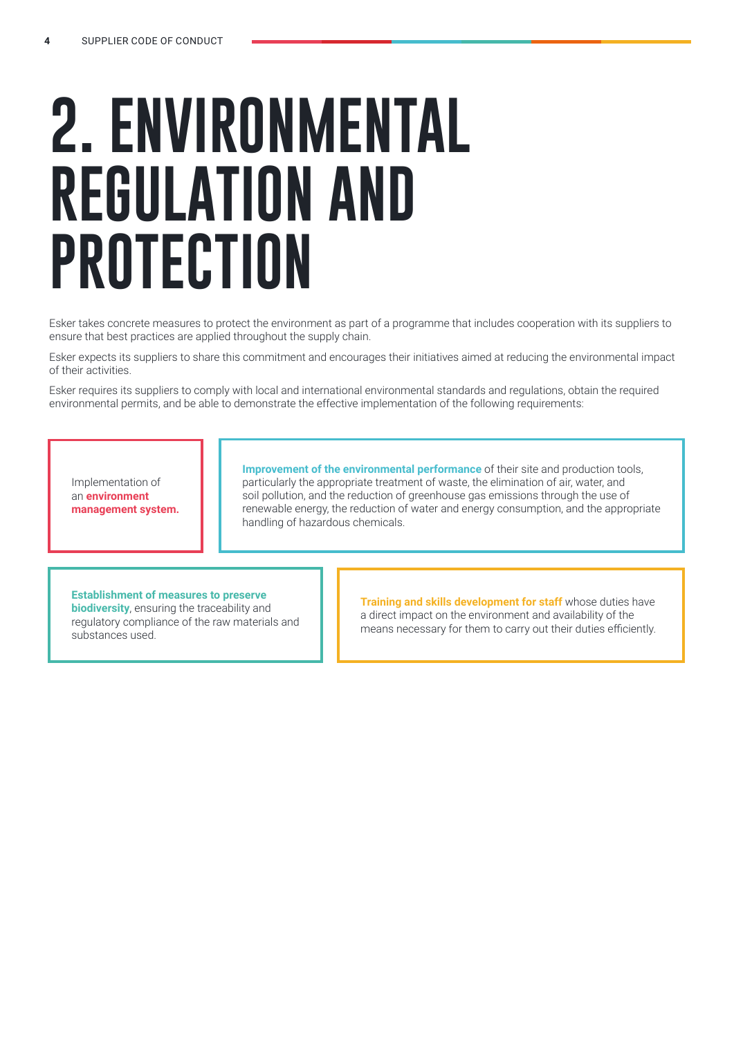# 2. ENVIRONMENTAL REGULATION AND PROTECTION

Esker takes concrete measures to protect the environment as part of a programme that includes cooperation with its suppliers to ensure that best practices are applied throughout the supply chain.

Esker expects its suppliers to share this commitment and encourages their initiatives aimed at reducing the environmental impact of their activities.

Esker requires its suppliers to comply with local and international environmental standards and regulations, obtain the required environmental permits, and be able to demonstrate the effective implementation of the following requirements:

- Implementation of an **environment management system.**
- **Improvement of the environmental performance** of their site and production tools, particularly the appropriate treatment of waste, the elimination of air, water, and soil pollution, and the reduction of greenhouse gas emissions through the use of renewable energy, the reduction of water and energy consumption, and the appropriate handling of hazardous chemicals.
- **Establishment of measures to preserve biodiversity**, ensuring the traceability and regulatory compliance of the raw materials and substances used.
- **Training and skills development for staff** whose duties have a direct impact on the environment and availability of the means necessary for them to carry out their duties efficiently.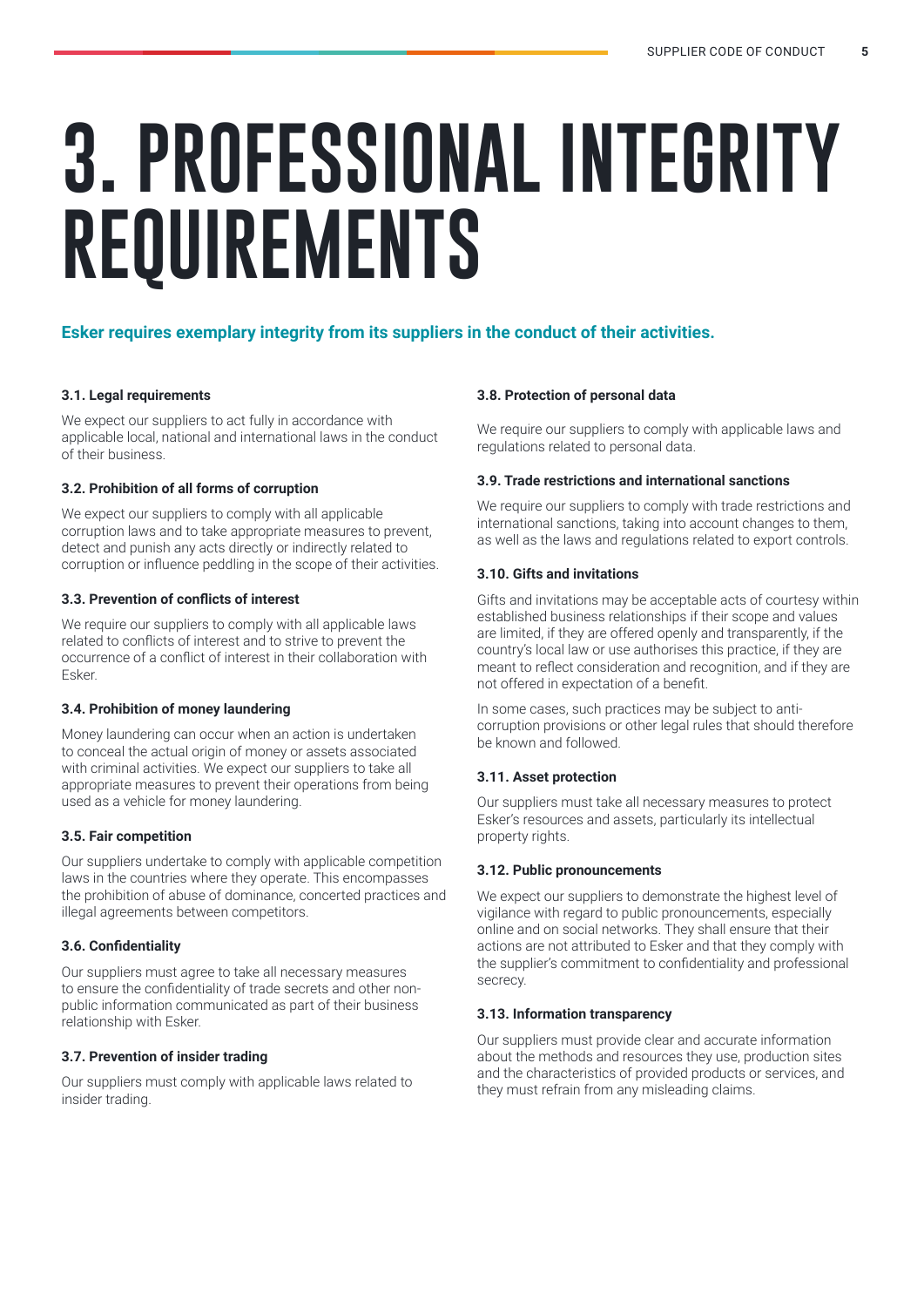# 3. PROFESSIONAL INTEGRITY REQUIREMENTS

**Esker requires exemplary integrity from its suppliers in the conduct of their activities.**

### 3.1. Legal requirements

We expect our suppliers to act fully in accordance with applicable local, national and international laws in the conduct of their business.

### 3.2. Prohibition of all forms of corruption

We expect our suppliers to comply with all applicable corruption laws and to take appropriate measures to prevent, detect and punish any acts directly or indirectly related to corruption or influence peddling in the scope of their activities.

### 3.3. Prevention of conflicts of interest

We require our suppliers to comply with all applicable laws related to conflicts of interest and to strive to prevent the occurrence of a conflict of interest in their collaboration with Esker.

### 3.4. Prohibition of money laundering

Money laundering can occur when an action is undertaken to conceal the actual origin of money or assets associated with criminal activities. We expect our suppliers to take all appropriate measures to prevent their operations from being used as a vehicle for money laundering.

### 3.5. Fair competition

Our suppliers undertake to comply with applicable competition laws in the countries where they operate. This encompasses the prohibition of abuse of dominance, concerted practices and illegal agreements between competitors.

### 3.6. Confidentiality

Our suppliers must agree to take all necessary measures to ensure the confidentiality of trade secrets and other non-public information communicated as part of their business relationship with Esker.

### 3.7. Prevention of insider trading

Our suppliers must comply with applicable laws related to insider trading.

### 3.8. Protection of personal data

We require our suppliers to comply with applicable laws and regulations related to personal data.

### 3.9. Trade restrictions and international sanctions

We require our suppliers to comply with trade restrictions and international sanctions, taking into account changes to them, as well as the laws and regulations related to export controls.

### 3.10. Gifts and invitations

Gifts and invitations may be acceptable acts of courtesy within established business relationships if their scope and values are limited, if they are offered openly and transparently, if the country's local law or use authorises this practice, if they are meant to reflect consideration and recognition, and if they are not offered in expectation of a benefit.

In some cases, such practices may be subject to anti-corruption provisions or other legal rules that should therefore be known and followed.

### 3.11. Asset protection

Our suppliers must take all necessary measures to protect Esker's resources and assets, particularly its intellectual property rights.

### 3.12. Public pronouncements

We expect our suppliers to demonstrate the highest level of vigilance with regard to public pronouncements, especially online and on social networks. They shall ensure that their actions are not attributed to Esker and that they comply with the supplier's commitment to confidentiality and professional secrecy.

### 3.13. Information transparency

Our suppliers must provide clear and accurate information about the methods and resources they use, production sites and the characteristics of provided products or services, and they must refrain from any misleading claims.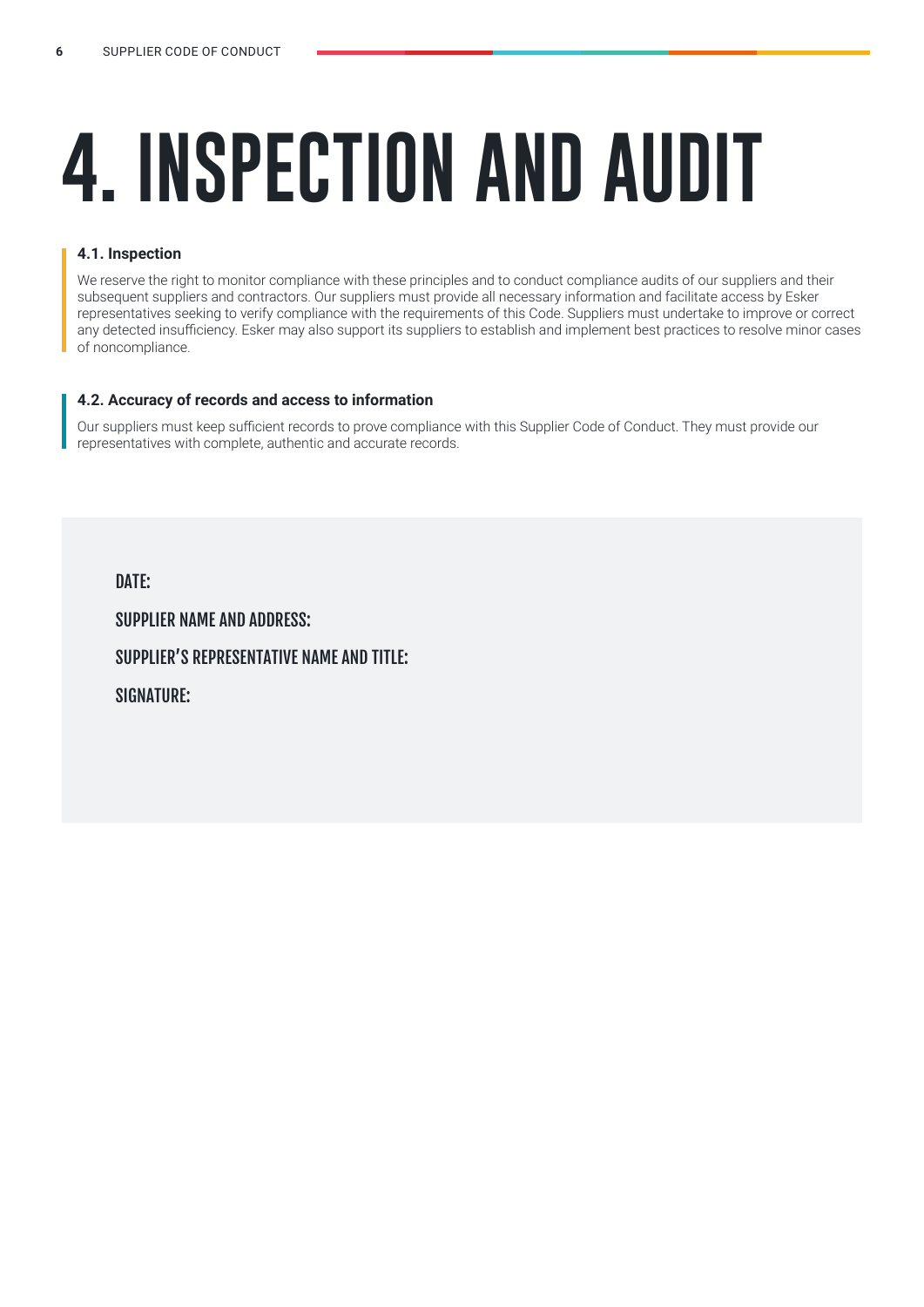# 4. INSPECTION AND AUDIT

### 4.1. Inspection

We reserve the right to monitor compliance with these principles and to conduct compliance audits of our suppliers and their subsequent suppliers and contractors. Our suppliers must provide all necessary information and facilitate access by Esker representatives seeking to verify compliance with the requirements of this Code. Suppliers must undertake to improve or correct any detected insufficiency. Esker may also support its suppliers to establish and implement best practices to resolve minor cases of noncompliance.

### 4.2. Accuracy of records and access to information

Our suppliers must keep sufficient records to prove compliance with this Supplier Code of Conduct. They must provide our representatives with complete, authentic and accurate records.

DATE:

SUPPLIER NAME AND ADDRESS:

SUPPLIER'S REPRESENTATIVE NAME AND TITLE:

SIGNATURE: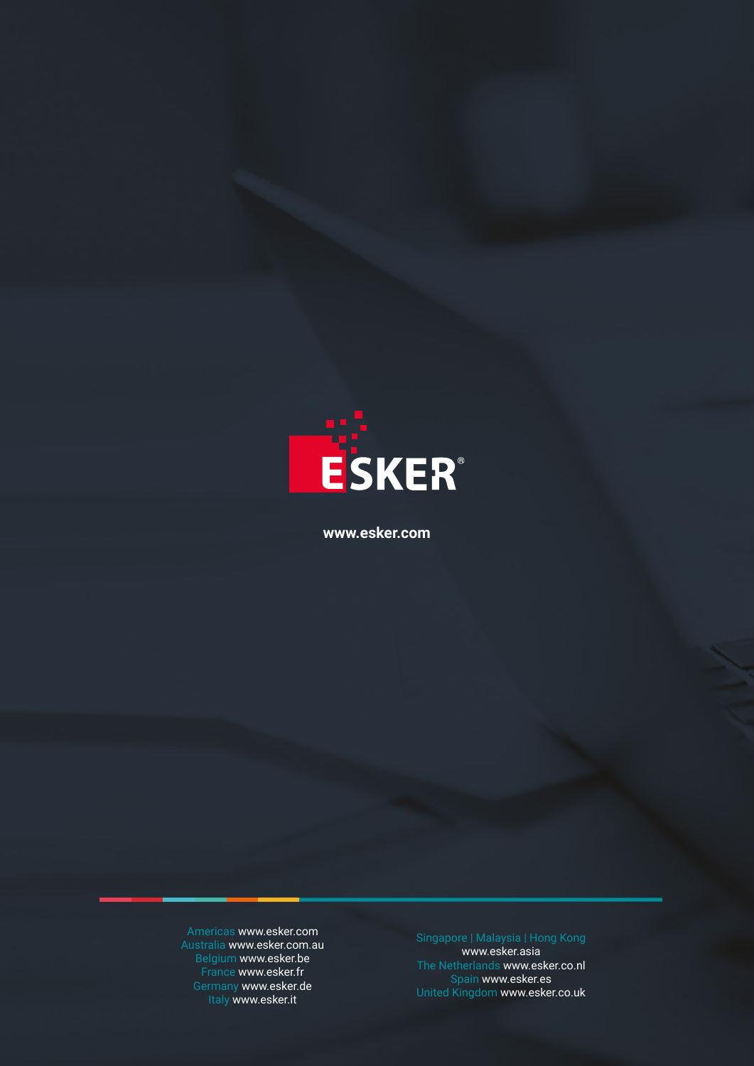ESKER®

**www.esker.com**

Americas www.esker.com
Australia www.esker.com.au
Belgium www.esker.be
France www.esker.fr
Germany www.esker.de
Italy www.esker.it

Singapore | Malaysia | Hong Kong
www.esker.asia
The Netherlands www.esker.co.nl
Spain www.esker.es
United Kingdom www.esker.co.uk